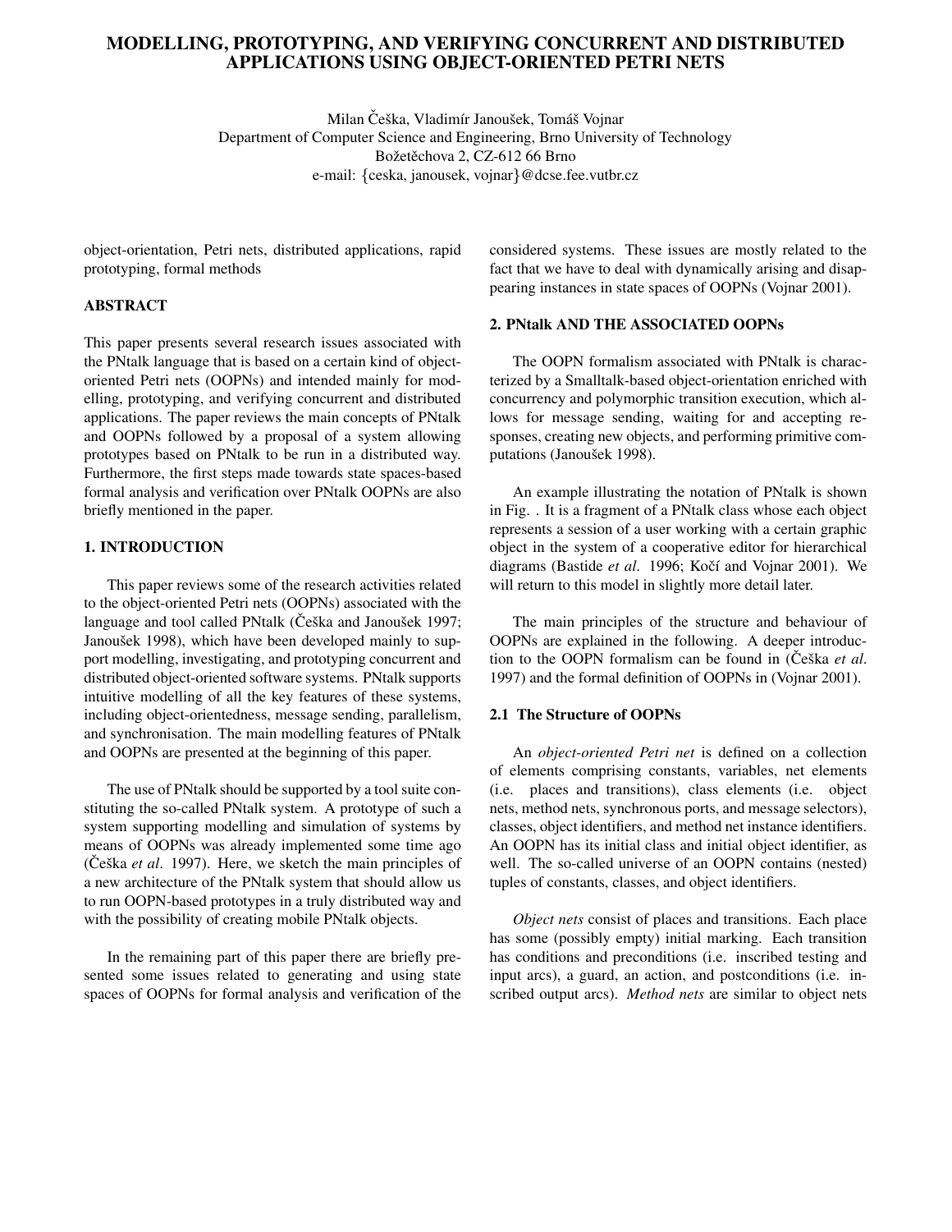# MODELLING, PROTOTYPING, AND VERIFYING CONCURRENT AND DISTRIBUTED APPLICATIONS USING OBJECT-ORIENTED PETRI NETS

Milan Češka, Vladimír Janoušek, Tomáš Vojnar
Department of Computer Science and Engineering, Brno University of Technology
Božetěchova 2, CZ-612 66 Brno
e-mail: {ceska, janousek, vojnar}@dcse.fee.vutbr.cz

object-orientation, Petri nets, distributed applications, rapid prototyping, formal methods

## ABSTRACT

This paper presents several research issues associated with the PNtalk language that is based on a certain kind of object-oriented Petri nets (OOPNs) and intended mainly for modelling, prototyping, and verifying concurrent and distributed applications. The paper reviews the main concepts of PNtalk and OOPNs followed by a proposal of a system allowing prototypes based on PNtalk to be run in a distributed way. Furthermore, the first steps made towards state spaces-based formal analysis and verification over PNtalk OOPNs are also briefly mentioned in the paper.

## 1. INTRODUCTION

This paper reviews some of the research activities related to the object-oriented Petri nets (OOPNs) associated with the language and tool called PNtalk (Češka and Janoušek 1997; Janoušek 1998), which have been developed mainly to support modelling, investigating, and prototyping concurrent and distributed object-oriented software systems. PNtalk supports intuitive modelling of all the key features of these systems, including object-orientedness, message sending, parallelism, and synchronisation. The main modelling features of PNtalk and OOPNs are presented at the beginning of this paper.

The use of PNtalk should be supported by a tool suite constituting the so-called PNtalk system. A prototype of such a system supporting modelling and simulation of systems by means of OOPNs was already implemented some time ago (Češka *et al*. 1997). Here, we sketch the main principles of a new architecture of the PNtalk system that should allow us to run OOPN-based prototypes in a truly distributed way and with the possibility of creating mobile PNtalk objects.

In the remaining part of this paper there are briefly presented some issues related to generating and using state spaces of OOPNs for formal analysis and verification of the considered systems. These issues are mostly related to the fact that we have to deal with dynamically arising and disappearing instances in state spaces of OOPNs (Vojnar 2001).

## 2. PNtalk AND THE ASSOCIATED OOPNs

The OOPN formalism associated with PNtalk is characterized by a Smalltalk-based object-orientation enriched with concurrency and polymorphic transition execution, which allows for message sending, waiting for and accepting responses, creating new objects, and performing primitive computations (Janoušek 1998).

An example illustrating the notation of PNtalk is shown in Fig. . It is a fragment of a PNtalk class whose each object represents a session of a user working with a certain graphic object in the system of a cooperative editor for hierarchical diagrams (Bastide *et al*. 1996; Kočí and Vojnar 2001). We will return to this model in slightly more detail later.

The main principles of the structure and behaviour of OOPNs are explained in the following. A deeper introduction to the OOPN formalism can be found in (Češka *et al*. 1997) and the formal definition of OOPNs in (Vojnar 2001).

### 2.1 The Structure of OOPNs

An *object-oriented Petri net* is defined on a collection of elements comprising constants, variables, net elements (i.e. places and transitions), class elements (i.e. object nets, method nets, synchronous ports, and message selectors), classes, object identifiers, and method net instance identifiers. An OOPN has its initial class and initial object identifier, as well. The so-called universe of an OOPN contains (nested) tuples of constants, classes, and object identifiers.

*Object nets* consist of places and transitions. Each place has some (possibly empty) initial marking. Each transition has conditions and preconditions (i.e. inscribed testing and input arcs), a guard, an action, and postconditions (i.e. inscribed output arcs). *Method nets* are similar to object nets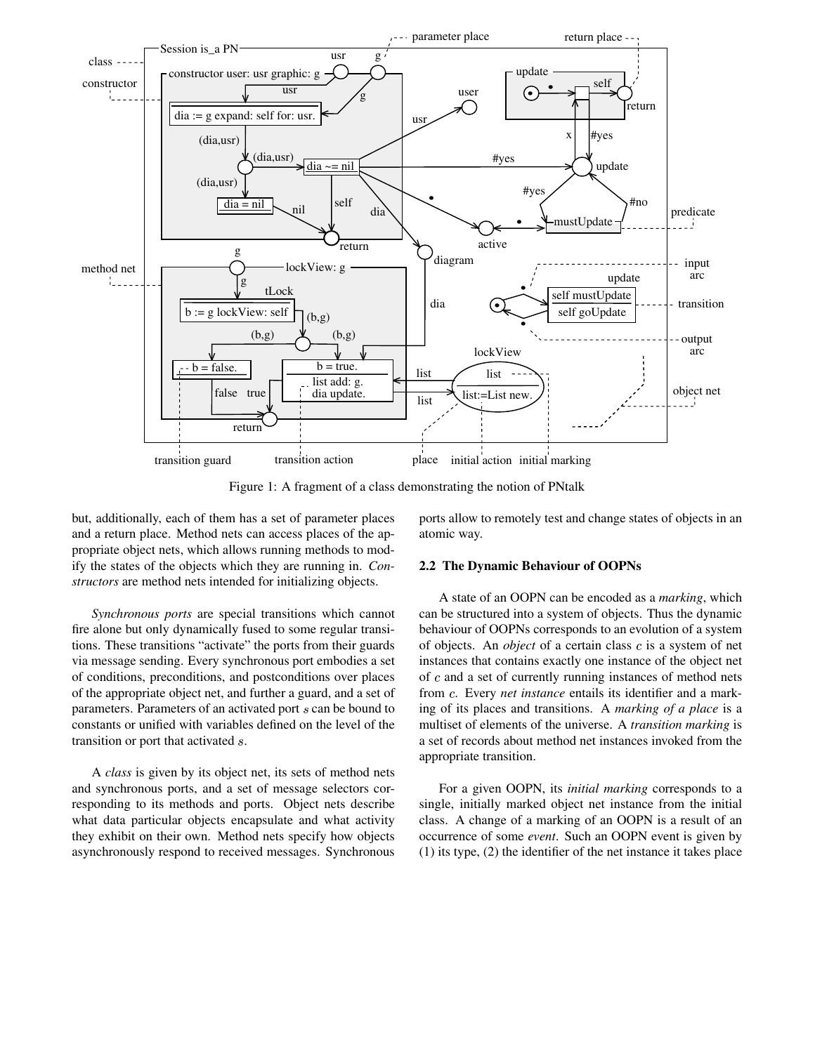Figure 1: A fragment of a class demonstrating the notion of PNtalk

but, additionally, each of them has a set of parameter places and a return place. Method nets can access places of the appropriate object nets, which allows running methods to modify the states of the objects which they are running in. *Constructors* are method nets intended for initializing objects.

*Synchronous ports* are special transitions which cannot fire alone but only dynamically fused to some regular transitions. These transitions "activate" the ports from their guards via message sending. Every synchronous port embodies a set of conditions, preconditions, and postconditions over places of the appropriate object net, and further a guard, and a set of parameters. Parameters of an activated port $s$ can be bound to constants or unified with variables defined on the level of the transition or port that activated $s$.

A *class* is given by its object net, its sets of method nets and synchronous ports, and a set of message selectors corresponding to its methods and ports. Object nets describe what data particular objects encapsulate and what activity they exhibit on their own. Method nets specify how objects asynchronously respond to received messages. Synchronous ports allow to remotely test and change states of objects in an atomic way.

### 2.2 The Dynamic Behaviour of OOPNs

A state of an OOPN can be encoded as a *marking*, which can be structured into a system of objects. Thus the dynamic behaviour of OOPNs corresponds to an evolution of a system of objects. An *object* of a certain class $c$ is a system of net instances that contains exactly one instance of the object net of $c$ and a set of currently running instances of method nets from $c$. Every *net instance* entails its identifier and a marking of its places and transitions. A *marking of a place* is a multiset of elements of the universe. A *transition marking* is a set of records about method net instances invoked from the appropriate transition.

For a given OOPN, its *initial marking* corresponds to a single, initially marked object net instance from the initial class. A change of a marking of an OOPN is a result of an occurrence of some *event*. Such an OOPN event is given by (1) its type, (2) the identifier of the net instance it takes place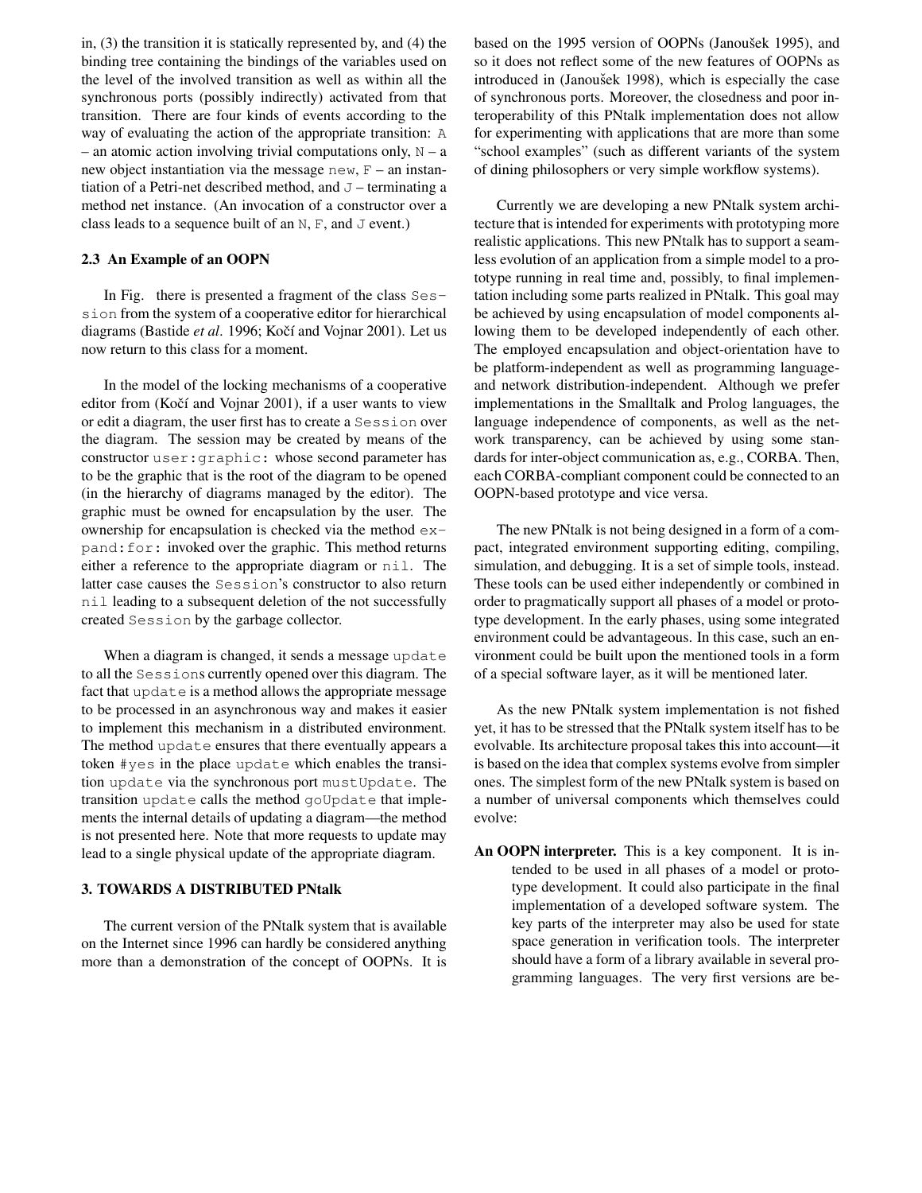in, (3) the transition it is statically represented by, and (4) the binding tree containing the bindings of the variables used on the level of the involved transition as well as within all the synchronous ports (possibly indirectly) activated from that transition. There are four kinds of events according to the way of evaluating the action of the appropriate transition: `A` – an atomic action involving trivial computations only, `N` – a new object instantiation via the message `new`, `F` – an instantiation of a Petri-net described method, and `J` – terminating a method net instance. (An invocation of a constructor over a class leads to a sequence built of an `N`, `F`, and `J` event.)

### 2.3 An Example of an OOPN

In Fig. there is presented a fragment of the class `Session` from the system of a cooperative editor for hierarchical diagrams (Bastide *et al*. 1996; Kočí and Vojnar 2001). Let us now return to this class for a moment.

In the model of the locking mechanisms of a cooperative editor from (Kočí and Vojnar 2001), if a user wants to view or edit a diagram, the user first has to create a `Session` over the diagram. The session may be created by means of the constructor `user:graphic:` whose second parameter has to be the graphic that is the root of the diagram to be opened (in the hierarchy of diagrams managed by the editor). The graphic must be owned for encapsulation by the user. The ownership for encapsulation is checked via the method `expand:for:` invoked over the graphic. This method returns either a reference to the appropriate diagram or `nil`. The latter case causes the `Session`'s constructor to also return `nil` leading to a subsequent deletion of the not successfully created `Session` by the garbage collector.

When a diagram is changed, it sends a message `update` to all the `Sessions` currently opened over this diagram. The fact that `update` is a method allows the appropriate message to be processed in an asynchronous way and makes it easier to implement this mechanism in a distributed environment. The method `update` ensures that there eventually appears a token `#yes` in the place `update` which enables the transition `update` via the synchronous port `mustUpdate`. The transition `update` calls the method `goUpdate` that implements the internal details of updating a diagram—the method is not presented here. Note that more requests to update may lead to a single physical update of the appropriate diagram.

## 3. TOWARDS A DISTRIBUTED PNtalk

The current version of the PNtalk system that is available on the Internet since 1996 can hardly be considered anything more than a demonstration of the concept of OOPNs. It is based on the 1995 version of OOPNs (Janoušek 1995), and so it does not reflect some of the new features of OOPNs as introduced in (Janoušek 1998), which is especially the case of synchronous ports. Moreover, the closedness and poor interoperability of this PNtalk implementation does not allow for experimenting with applications that are more than some "school examples" (such as different variants of the system of dining philosophers or very simple workflow systems).

Currently we are developing a new PNtalk system architecture that is intended for experiments with prototyping more realistic applications. This new PNtalk has to support a seamless evolution of an application from a simple model to a prototype running in real time and, possibly, to final implementation including some parts realized in PNtalk. This goal may be achieved by using encapsulation of model components allowing them to be developed independently of each other. The employed encapsulation and object-orientation have to be platform-independent as well as programming language- and network distribution-independent. Although we prefer implementations in the Smalltalk and Prolog languages, the language independence of components, as well as the network transparency, can be achieved by using some standards for inter-object communication as, e.g., CORBA. Then, each CORBA-compliant component could be connected to an OOPN-based prototype and vice versa.

The new PNtalk is not being designed in a form of a compact, integrated environment supporting editing, compiling, simulation, and debugging. It is a set of simple tools, instead. These tools can be used either independently or combined in order to pragmatically support all phases of a model or prototype development. In the early phases, using some integrated environment could be advantageous. In this case, such an environment could be built upon the mentioned tools in a form of a special software layer, as it will be mentioned later.

As the new PNtalk system implementation is not fished yet, it has to be stressed that the PNtalk system itself has to be evolvable. Its architecture proposal takes this into account—it is based on the idea that complex systems evolve from simpler ones. The simplest form of the new PNtalk system is based on a number of universal components which themselves could evolve:

**An OOPN interpreter.** This is a key component. It is intended to be used in all phases of a model or prototype development. It could also participate in the final implementation of a developed software system. The key parts of the interpreter may also be used for state space generation in verification tools. The interpreter should have a form of a library available in several programming languages. The very first versions are be-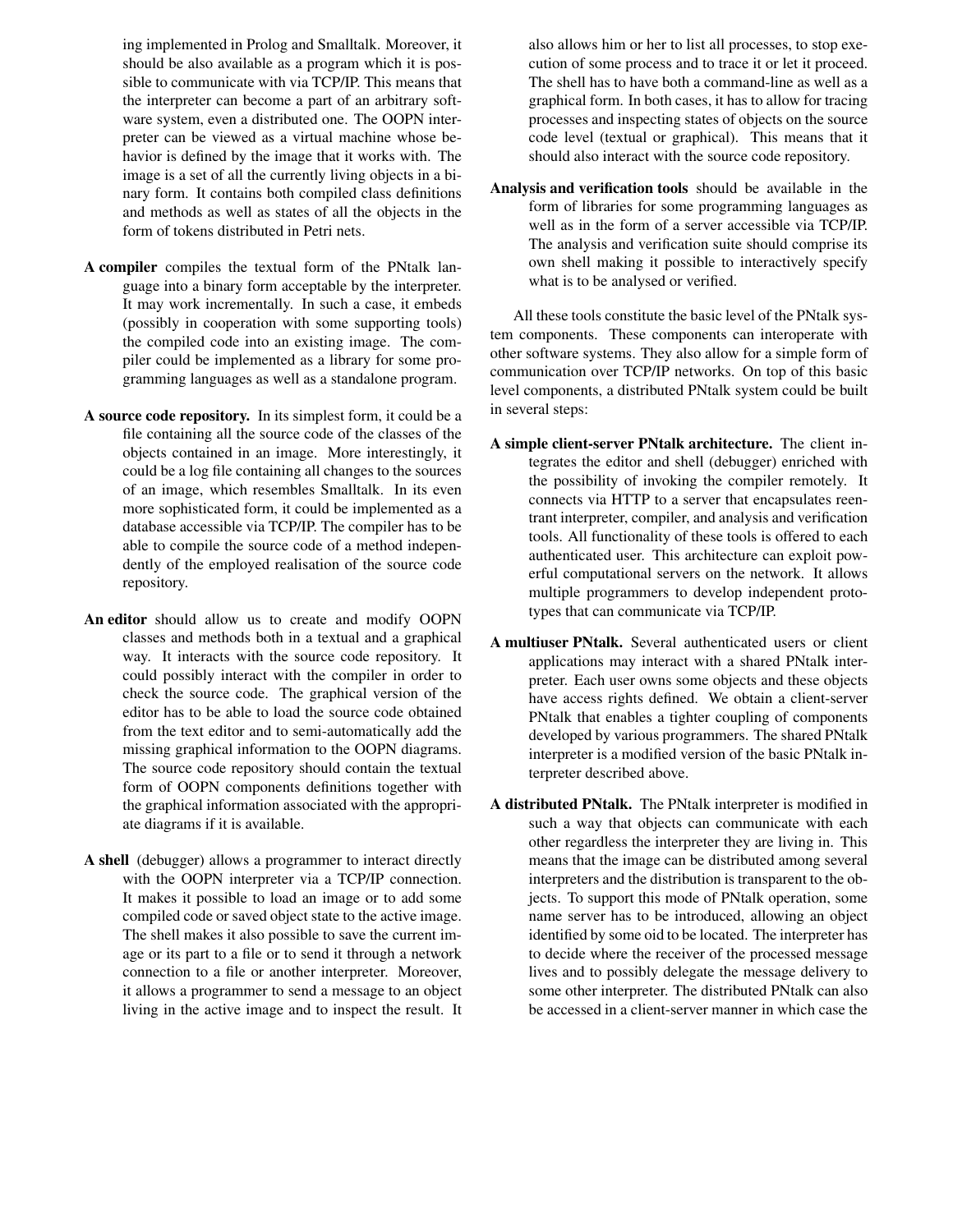ing implemented in Prolog and Smalltalk. Moreover, it should be also available as a program which it is possible to communicate with via TCP/IP. This means that the interpreter can become a part of an arbitrary software system, even a distributed one. The OOPN interpreter can be viewed as a virtual machine whose behavior is defined by the image that it works with. The image is a set of all the currently living objects in a binary form. It contains both compiled class definitions and methods as well as states of all the objects in the form of tokens distributed in Petri nets.

**A compiler** compiles the textual form of the PNtalk language into a binary form acceptable by the interpreter. It may work incrementally. In such a case, it embeds (possibly in cooperation with some supporting tools) the compiled code into an existing image. The compiler could be implemented as a library for some programming languages as well as a standalone program.

**A source code repository.** In its simplest form, it could be a file containing all the source code of the classes of the objects contained in an image. More interestingly, it could be a log file containing all changes to the sources of an image, which resembles Smalltalk. In its even more sophisticated form, it could be implemented as a database accessible via TCP/IP. The compiler has to be able to compile the source code of a method independently of the employed realisation of the source code repository.

**An editor** should allow us to create and modify OOPN classes and methods both in a textual and a graphical way. It interacts with the source code repository. It could possibly interact with the compiler in order to check the source code. The graphical version of the editor has to be able to load the source code obtained from the text editor and to semi-automatically add the missing graphical information to the OOPN diagrams. The source code repository should contain the textual form of OOPN components definitions together with the graphical information associated with the appropriate diagrams if it is available.

**A shell** (debugger) allows a programmer to interact directly with the OOPN interpreter via a TCP/IP connection. It makes it possible to load an image or to add some compiled code or saved object state to the active image. The shell makes it also possible to save the current image or its part to a file or to send it through a network connection to a file or another interpreter. Moreover, it allows a programmer to send a message to an object living in the active image and to inspect the result. It also allows him or her to list all processes, to stop execution of some process and to trace it or let it proceed. The shell has to have both a command-line as well as a graphical form. In both cases, it has to allow for tracing processes and inspecting states of objects on the source code level (textual or graphical). This means that it should also interact with the source code repository.

**Analysis and verification tools** should be available in the form of libraries for some programming languages as well as in the form of a server accessible via TCP/IP. The analysis and verification suite should comprise its own shell making it possible to interactively specify what is to be analysed or verified.

All these tools constitute the basic level of the PNtalk system components. These components can interoperate with other software systems. They also allow for a simple form of communication over TCP/IP networks. On top of this basic level components, a distributed PNtalk system could be built in several steps:

**A simple client-server PNtalk architecture.** The client integrates the editor and shell (debugger) enriched with the possibility of invoking the compiler remotely. It connects via HTTP to a server that encapsulates reentrant interpreter, compiler, and analysis and verification tools. All functionality of these tools is offered to each authenticated user. This architecture can exploit powerful computational servers on the network. It allows multiple programmers to develop independent prototypes that can communicate via TCP/IP.

**A multiuser PNtalk.** Several authenticated users or client applications may interact with a shared PNtalk interpreter. Each user owns some objects and these objects have access rights defined. We obtain a client-server PNtalk that enables a tighter coupling of components developed by various programmers. The shared PNtalk interpreter is a modified version of the basic PNtalk interpreter described above.

**A distributed PNtalk.** The PNtalk interpreter is modified in such a way that objects can communicate with each other regardless the interpreter they are living in. This means that the image can be distributed among several interpreters and the distribution is transparent to the objects. To support this mode of PNtalk operation, some name server has to be introduced, allowing an object identified by some oid to be located. The interpreter has to decide where the receiver of the processed message lives and to possibly delegate the message delivery to some other interpreter. The distributed PNtalk can also be accessed in a client-server manner in which case the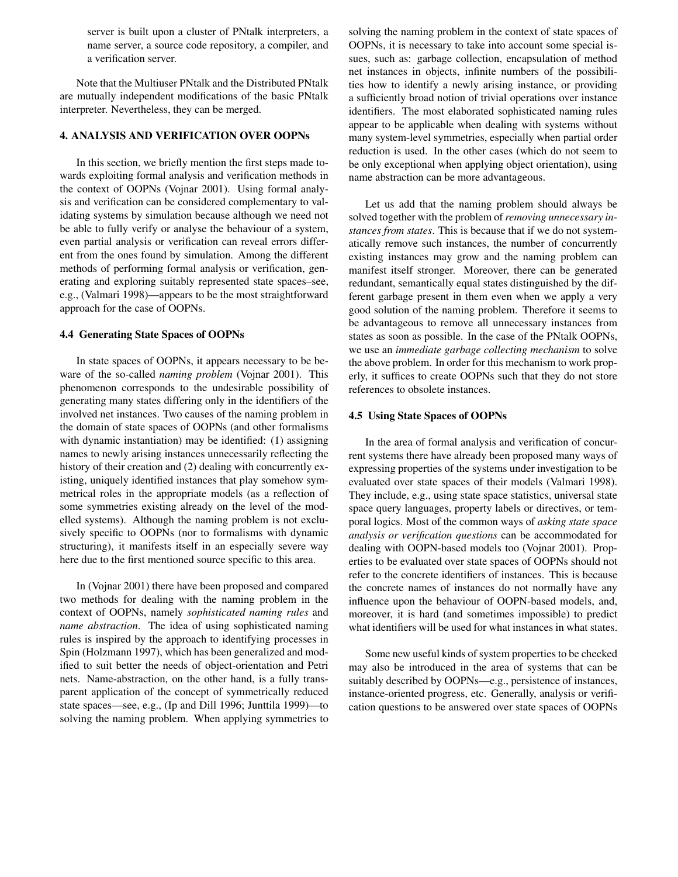server is built upon a cluster of PNtalk interpreters, a name server, a source code repository, a compiler, and a verification server.

Note that the Multiuser PNtalk and the Distributed PNtalk are mutually independent modifications of the basic PNtalk interpreter. Nevertheless, they can be merged.

## 4. ANALYSIS AND VERIFICATION OVER OOPNs

In this section, we briefly mention the first steps made towards exploiting formal analysis and verification methods in the context of OOPNs (Vojnar 2001). Using formal analysis and verification can be considered complementary to validating systems by simulation because although we need not be able to fully verify or analyse the behaviour of a system, even partial analysis or verification can reveal errors different from the ones found by simulation. Among the different methods of performing formal analysis or verification, generating and exploring suitably represented state spaces–see, e.g., (Valmari 1998)—appears to be the most straightforward approach for the case of OOPNs.

### 4.4 Generating State Spaces of OOPNs

In state spaces of OOPNs, it appears necessary to be beware of the so-called *naming problem* (Vojnar 2001). This phenomenon corresponds to the undesirable possibility of generating many states differing only in the identifiers of the involved net instances. Two causes of the naming problem in the domain of state spaces of OOPNs (and other formalisms with dynamic instantiation) may be identified: (1) assigning names to newly arising instances unnecessarily reflecting the history of their creation and (2) dealing with concurrently existing, uniquely identified instances that play somehow symmetrical roles in the appropriate models (as a reflection of some symmetries existing already on the level of the modelled systems). Although the naming problem is not exclusively specific to OOPNs (nor to formalisms with dynamic structuring), it manifests itself in an especially severe way here due to the first mentioned source specific to this area.

In (Vojnar 2001) there have been proposed and compared two methods for dealing with the naming problem in the context of OOPNs, namely *sophisticated naming rules* and *name abstraction*. The idea of using sophisticated naming rules is inspired by the approach to identifying processes in Spin (Holzmann 1997), which has been generalized and modified to suit better the needs of object-orientation and Petri nets. Name-abstraction, on the other hand, is a fully transparent application of the concept of symmetrically reduced state spaces—see, e.g., (Ip and Dill 1996; Junttila 1999)—to solving the naming problem. When applying symmetries to solving the naming problem in the context of state spaces of OOPNs, it is necessary to take into account some special issues, such as: garbage collection, encapsulation of method net instances in objects, infinite numbers of the possibilities how to identify a newly arising instance, or providing a sufficiently broad notion of trivial operations over instance identifiers. The most elaborated sophisticated naming rules appear to be applicable when dealing with systems without many system-level symmetries, especially when partial order reduction is used. In the other cases (which do not seem to be only exceptional when applying object orientation), using name abstraction can be more advantageous.

Let us add that the naming problem should always be solved together with the problem of *removing unnecessary instances from states*. This is because that if we do not systematically remove such instances, the number of concurrently existing instances may grow and the naming problem can manifest itself stronger. Moreover, there can be generated redundant, semantically equal states distinguished by the different garbage present in them even when we apply a very good solution of the naming problem. Therefore it seems to be advantageous to remove all unnecessary instances from states as soon as possible. In the case of the PNtalk OOPNs, we use an *immediate garbage collecting mechanism* to solve the above problem. In order for this mechanism to work properly, it suffices to create OOPNs such that they do not store references to obsolete instances.

### 4.5 Using State Spaces of OOPNs

In the area of formal analysis and verification of concurrent systems there have already been proposed many ways of expressing properties of the systems under investigation to be evaluated over state spaces of their models (Valmari 1998). They include, e.g., using state space statistics, universal state space query languages, property labels or directives, or temporal logics. Most of the common ways of *asking state space analysis or verification questions* can be accommodated for dealing with OOPN-based models too (Vojnar 2001). Properties to be evaluated over state spaces of OOPNs should not refer to the concrete identifiers of instances. This is because the concrete names of instances do not normally have any influence upon the behaviour of OOPN-based models, and, moreover, it is hard (and sometimes impossible) to predict what identifiers will be used for what instances in what states.

Some new useful kinds of system properties to be checked may also be introduced in the area of systems that can be suitably described by OOPNs—e.g., persistence of instances, instance-oriented progress, etc. Generally, analysis or verification questions to be answered over state spaces of OOPNs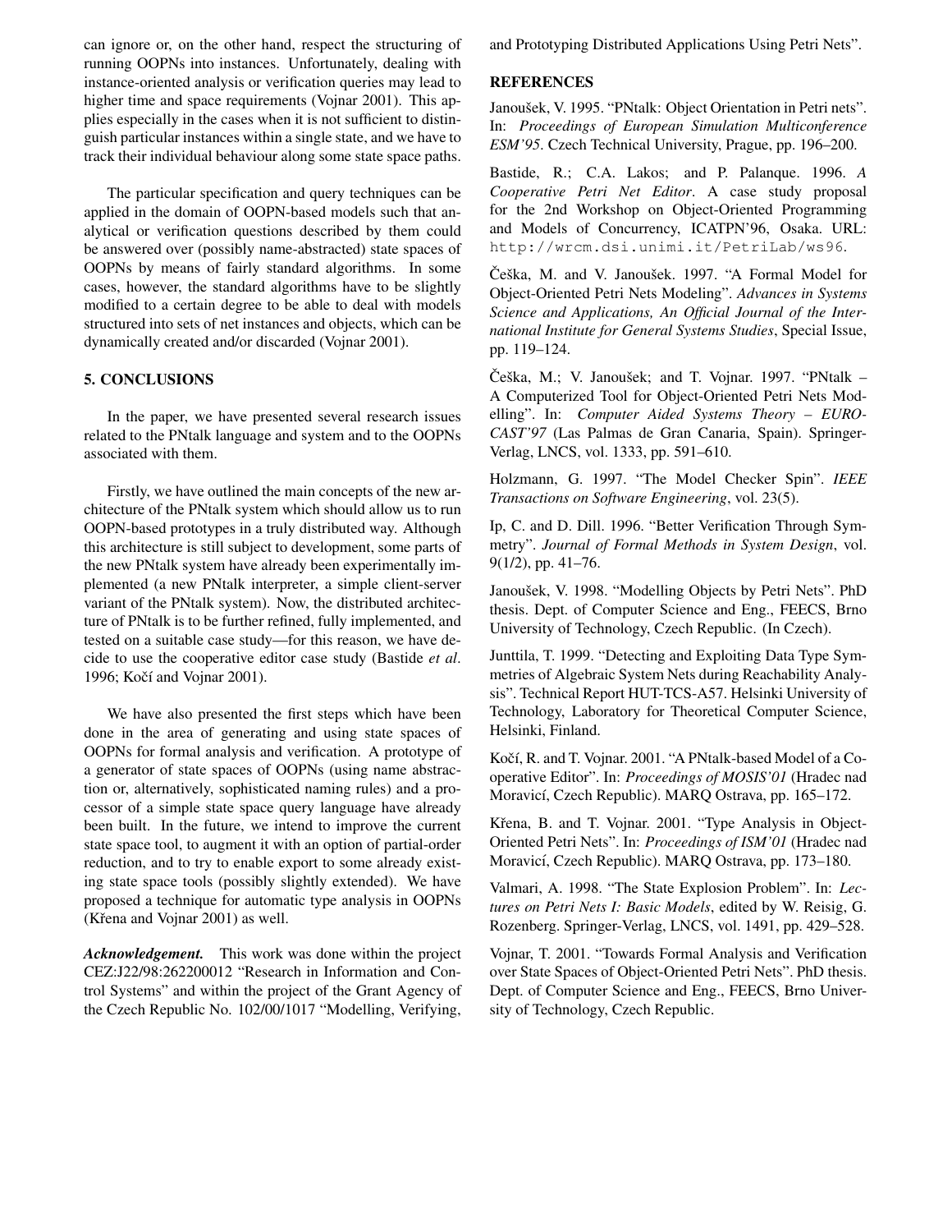can ignore or, on the other hand, respect the structuring of running OOPNs into instances. Unfortunately, dealing with instance-oriented analysis or verification queries may lead to higher time and space requirements (Vojnar 2001). This applies especially in the cases when it is not sufficient to distinguish particular instances within a single state, and we have to track their individual behaviour along some state space paths.

The particular specification and query techniques can be applied in the domain of OOPN-based models such that analytical or verification questions described by them could be answered over (possibly name-abstracted) state spaces of OOPNs by means of fairly standard algorithms. In some cases, however, the standard algorithms have to be slightly modified to a certain degree to be able to deal with models structured into sets of net instances and objects, which can be dynamically created and/or discarded (Vojnar 2001).

## 5. CONCLUSIONS

In the paper, we have presented several research issues related to the PNtalk language and system and to the OOPNs associated with them.

Firstly, we have outlined the main concepts of the new architecture of the PNtalk system which should allow us to run OOPN-based prototypes in a truly distributed way. Although this architecture is still subject to development, some parts of the new PNtalk system have already been experimentally implemented (a new PNtalk interpreter, a simple client-server variant of the PNtalk system). Now, the distributed architecture of PNtalk is to be further refined, fully implemented, and tested on a suitable case study—for this reason, we have decide to use the cooperative editor case study (Bastide *et al*. 1996; Kočí and Vojnar 2001).

We have also presented the first steps which have been done in the area of generating and using state spaces of OOPNs for formal analysis and verification. A prototype of a generator of state spaces of OOPNs (using name abstraction or, alternatively, sophisticated naming rules) and a processor of a simple state space query language have already been built. In the future, we intend to improve the current state space tool, to augment it with an option of partial-order reduction, and to try to enable export to some already existing state space tools (possibly slightly extended). We have proposed a technique for automatic type analysis in OOPNs (Křena and Vojnar 2001) as well.

***Acknowledgement.*** This work was done within the project CEZ:J22/98:262200012 "Research in Information and Control Systems" and within the project of the Grant Agency of the Czech Republic No. 102/00/1017 "Modelling, Verifying, and Prototyping Distributed Applications Using Petri Nets".

## REFERENCES

Janoušek, V. 1995. "PNtalk: Object Orientation in Petri nets". In: *Proceedings of European Simulation Multiconference ESM'95*. Czech Technical University, Prague, pp. 196–200.

Bastide, R.; C.A. Lakos; and P. Palanque. 1996. *A Cooperative Petri Net Editor*. A case study proposal for the 2nd Workshop on Object-Oriented Programming and Models of Concurrency, ICATPN'96, Osaka. URL: `http://wrcm.dsi.unimi.it/PetriLab/ws96`.

Češka, M. and V. Janoušek. 1997. "A Formal Model for Object-Oriented Petri Nets Modeling". *Advances in Systems Science and Applications, An Official Journal of the International Institute for General Systems Studies*, Special Issue, pp. 119–124.

Češka, M.; V. Janoušek; and T. Vojnar. 1997. "PNtalk – A Computerized Tool for Object-Oriented Petri Nets Modelling". In: *Computer Aided Systems Theory – EUROCAST'97* (Las Palmas de Gran Canaria, Spain). Springer-Verlag, LNCS, vol. 1333, pp. 591–610.

Holzmann, G. 1997. "The Model Checker Spin". *IEEE Transactions on Software Engineering*, vol. 23(5).

Ip, C. and D. Dill. 1996. "Better Verification Through Symmetry". *Journal of Formal Methods in System Design*, vol. 9(1/2), pp. 41–76.

Janoušek, V. 1998. "Modelling Objects by Petri Nets". PhD thesis. Dept. of Computer Science and Eng., FEECS, Brno University of Technology, Czech Republic. (In Czech).

Junttila, T. 1999. "Detecting and Exploiting Data Type Symmetries of Algebraic System Nets during Reachability Analysis". Technical Report HUT-TCS-A57. Helsinki University of Technology, Laboratory for Theoretical Computer Science, Helsinki, Finland.

Kočí, R. and T. Vojnar. 2001. "A PNtalk-based Model of a Cooperative Editor". In: *Proceedings of MOSIS'01* (Hradec nad Moravicí, Czech Republic). MARQ Ostrava, pp. 165–172.

Křena, B. and T. Vojnar. 2001. "Type Analysis in Object-Oriented Petri Nets". In: *Proceedings of ISM'01* (Hradec nad Moravicí, Czech Republic). MARQ Ostrava, pp. 173–180.

Valmari, A. 1998. "The State Explosion Problem". In: *Lectures on Petri Nets I: Basic Models*, edited by W. Reisig, G. Rozenberg. Springer-Verlag, LNCS, vol. 1491, pp. 429–528.

Vojnar, T. 2001. "Towards Formal Analysis and Verification over State Spaces of Object-Oriented Petri Nets". PhD thesis. Dept. of Computer Science and Eng., FEECS, Brno University of Technology, Czech Republic.